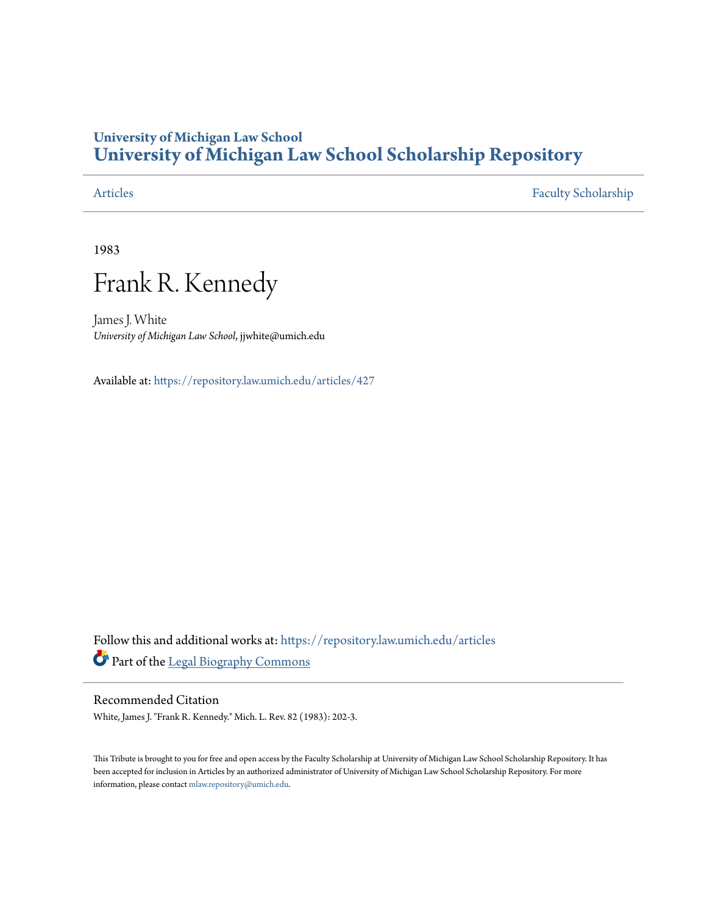# University of Michigan Law School
# University of Michigan Law School Scholarship Repository

Articles | Faculty Scholarship

1983

# Frank R. Kennedy

James J. White
*University of Michigan Law School*, jjwhite@umich.edu

Available at: https://repository.law.umich.edu/articles/427

Follow this and additional works at: https://repository.law.umich.edu/articles

Part of the Legal Biography Commons

## Recommended Citation

White, James J. "Frank R. Kennedy." Mich. L. Rev. 82 (1983): 202-3.

This Tribute is brought to you for free and open access by the Faculty Scholarship at University of Michigan Law School Scholarship Repository. It has been accepted for inclusion in Articles by an authorized administrator of University of Michigan Law School Scholarship Repository. For more information, please contact mlaw.repository@umich.edu.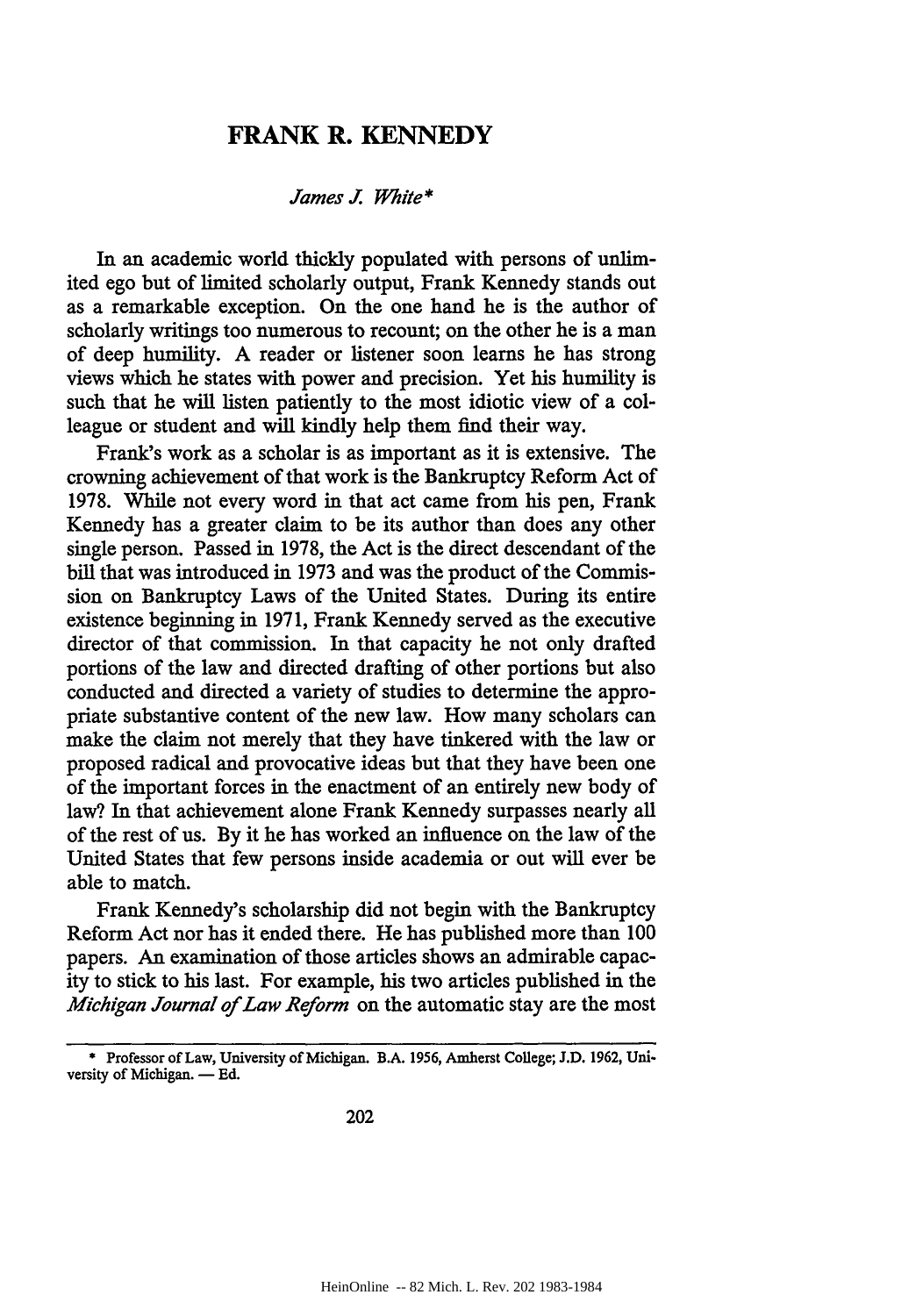# FRANK R. KENNEDY

*James J. White**

In an academic world thickly populated with persons of unlimited ego but of limited scholarly output, Frank Kennedy stands out as a remarkable exception. On the one hand he is the author of scholarly writings too numerous to recount; on the other he is a man of deep humility. A reader or listener soon learns he has strong views which he states with power and precision. Yet his humility is such that he will listen patiently to the most idiotic view of a colleague or student and will kindly help them find their way.

Frank's work as a scholar is as important as it is extensive. The crowning achievement of that work is the Bankruptcy Reform Act of 1978. While not every word in that act came from his pen, Frank Kennedy has a greater claim to be its author than does any other single person. Passed in 1978, the Act is the direct descendant of the bill that was introduced in 1973 and was the product of the Commission on Bankruptcy Laws of the United States. During its entire existence beginning in 1971, Frank Kennedy served as the executive director of that commission. In that capacity he not only drafted portions of the law and directed drafting of other portions but also conducted and directed a variety of studies to determine the appropriate substantive content of the new law. How many scholars can make the claim not merely that they have tinkered with the law or proposed radical and provocative ideas but that they have been one of the important forces in the enactment of an entirely new body of law? In that achievement alone Frank Kennedy surpasses nearly all of the rest of us. By it he has worked an influence on the law of the United States that few persons inside academia or out will ever be able to match.

Frank Kennedy's scholarship did not begin with the Bankruptcy Reform Act nor has it ended there. He has published more than 100 papers. An examination of those articles shows an admirable capacity to stick to his last. For example, his two articles published in the *Michigan Journal of Law Reform* on the automatic stay are the most

---

\* Professor of Law, University of Michigan. B.A. 1956, Amherst College; J.D. 1962, University of Michigan. — Ed.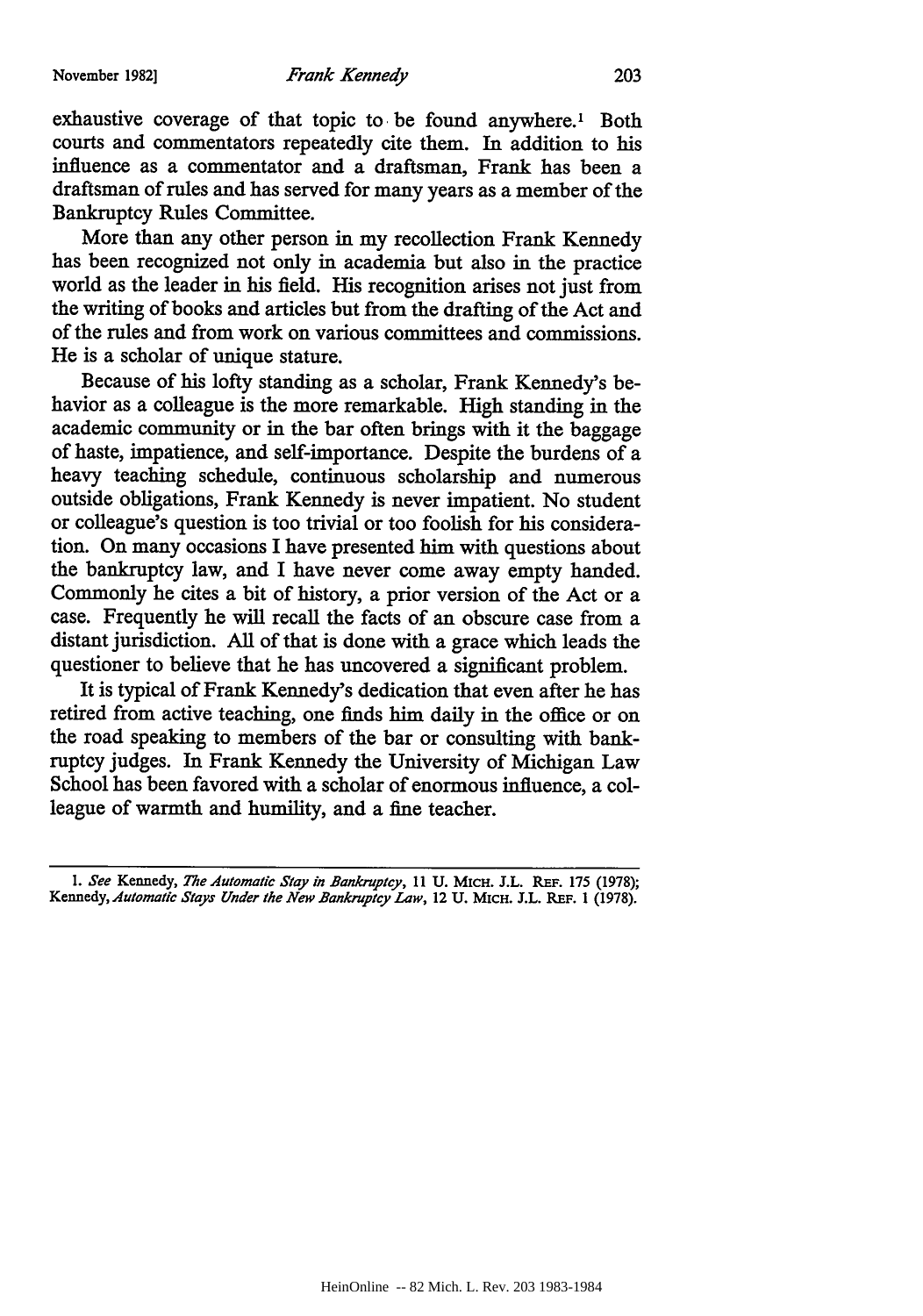exhaustive coverage of that topic to be found anywhere.[1] Both courts and commentators repeatedly cite them. In addition to his influence as a commentator and a draftsman, Frank has been a draftsman of rules and has served for many years as a member of the Bankruptcy Rules Committee.

More than any other person in my recollection Frank Kennedy has been recognized not only in academia but also in the practice world as the leader in his field. His recognition arises not just from the writing of books and articles but from the drafting of the Act and of the rules and from work on various committees and commissions. He is a scholar of unique stature.

Because of his lofty standing as a scholar, Frank Kennedy's behavior as a colleague is the more remarkable. High standing in the academic community or in the bar often brings with it the baggage of haste, impatience, and self-importance. Despite the burdens of a heavy teaching schedule, continuous scholarship and numerous outside obligations, Frank Kennedy is never impatient. No student or colleague's question is too trivial or too foolish for his consideration. On many occasions I have presented him with questions about the bankruptcy law, and I have never come away empty handed. Commonly he cites a bit of history, a prior version of the Act or a case. Frequently he will recall the facts of an obscure case from a distant jurisdiction. All of that is done with a grace which leads the questioner to believe that he has uncovered a significant problem.

It is typical of Frank Kennedy's dedication that even after he has retired from active teaching, one finds him daily in the office or on the road speaking to members of the bar or consulting with bankruptcy judges. In Frank Kennedy the University of Michigan Law School has been favored with a scholar of enormous influence, a colleague of warmth and humility, and a fine teacher.

---

1. *See* Kennedy, *The Automatic Stay in Bankruptcy*, 11 U. MICH. J.L. REF. 175 (1978); Kennedy, *Automatic Stays Under the New Bankruptcy Law*, 12 U. MICH. J.L. REF. 1 (1978).